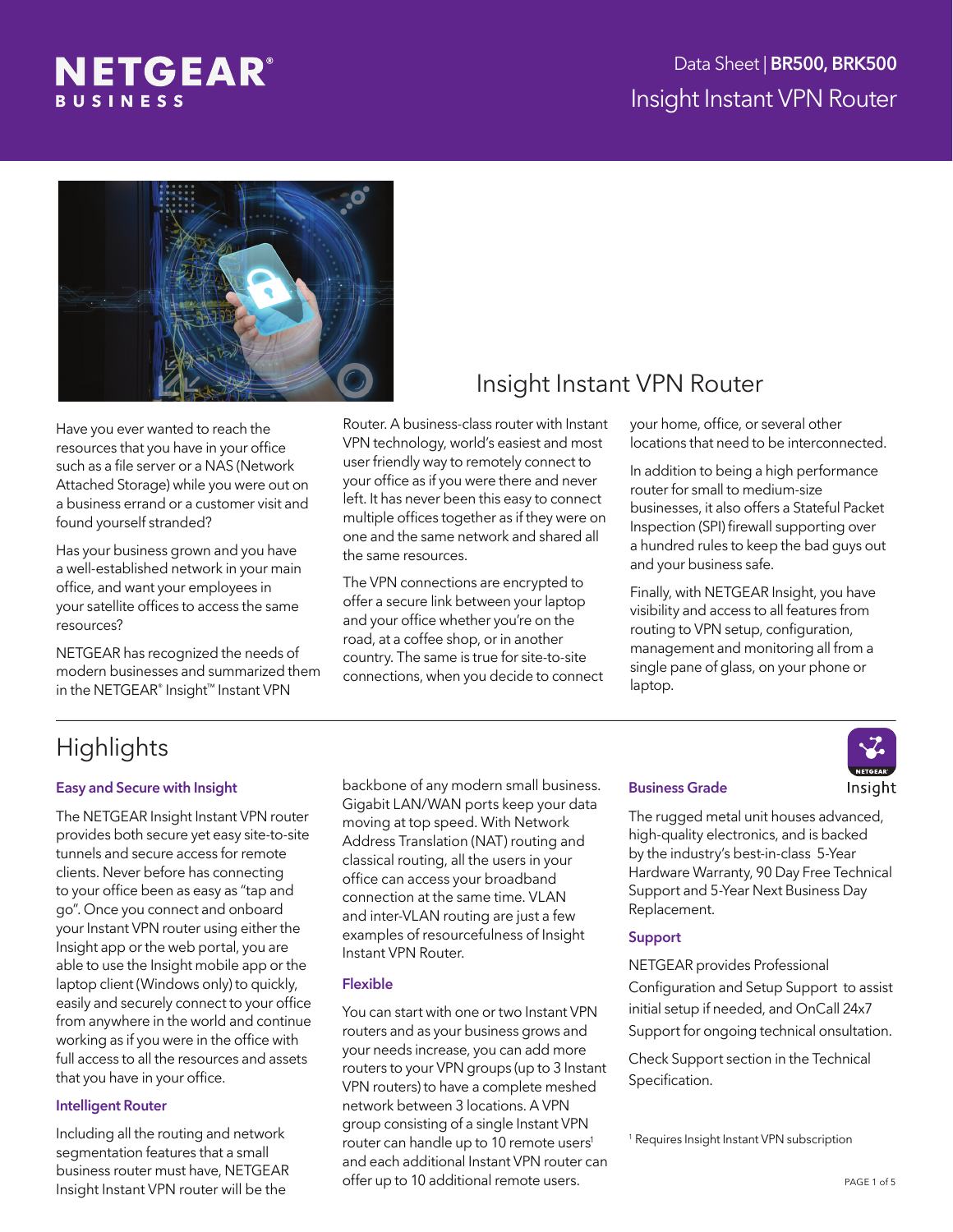NETGEAR BUSINESS

Data Sheet | **BR500, BRK500**

Insight Instant VPN Router

# Insight Instant VPN Router

Have you ever wanted to reach the resources that you have in your office such as a file server or a NAS (Network Attached Storage) while you were out on a business errand or a customer visit and found yourself stranded?

Has your business grown and you have a well-established network in your main office, and want your employees in your satellite offices to access the same resources?

NETGEAR has recognized the needs of modern businesses and summarized them in the NETGEAR® Insight™ Instant VPN Router. A business-class router with Instant VPN technology, world's easiest and most user friendly way to remotely connect to your office as if you were there and never left. It has never been this easy to connect multiple offices together as if they were on one and the same network and shared all the same resources.

The VPN connections are encrypted to offer a secure link between your laptop and your office whether you're on the road, at a coffee shop, or in another country. The same is true for site-to-site connections, when you decide to connect your home, office, or several other locations that need to be interconnected.

In addition to being a high performance router for small to medium-size businesses, it also offers a Stateful Packet Inspection (SPI) firewall supporting over a hundred rules to keep the bad guys out and your business safe.

Finally, with NETGEAR Insight, you have visibility and access to all features from routing to VPN setup, configuration, management and monitoring all from a single pane of glass, on your phone or laptop.

## Highlights

### Easy and Secure with Insight

The NETGEAR Insight Instant VPN router provides both secure yet easy site-to-site tunnels and secure access for remote clients. Never before has connecting to your office been as easy as "tap and go". Once you connect and onboard your Instant VPN router using either the Insight app or the web portal, you are able to use the Insight mobile app or the laptop client (Windows only) to quickly, easily and securely connect to your office from anywhere in the world and continue working as if you were in the office with full access to all the resources and assets that you have in your office.

### Intelligent Router

Including all the routing and network segmentation features that a small business router must have, NETGEAR Insight Instant VPN router will be the backbone of any modern small business. Gigabit LAN/WAN ports keep your data moving at top speed. With Network Address Translation (NAT) routing and classical routing, all the users in your office can access your broadband connection at the same time. VLAN and inter-VLAN routing are just a few examples of resourcefulness of Insight Instant VPN Router.

### Flexible

You can start with one or two Instant VPN routers and as your business grows and your needs increase, you can add more routers to your VPN groups (up to 3 Instant VPN routers) to have a complete meshed network between 3 locations. A VPN group consisting of a single Instant VPN router can handle up to 10 remote users[1] and each additional Instant VPN router can offer up to 10 additional remote users.

### Business Grade

The rugged metal unit houses advanced, high-quality electronics, and is backed by the industry's best-in-class 5-Year Hardware Warranty, 90 Day Free Technical Support and 5-Year Next Business Day Replacement.

### Support

NETGEAR provides Professional Configuration and Setup Support to assist initial setup if needed, and OnCall 24x7 Support for ongoing technical onsultation.

Check Support section in the Technical Specification.

[1] Requires Insight Instant VPN subscription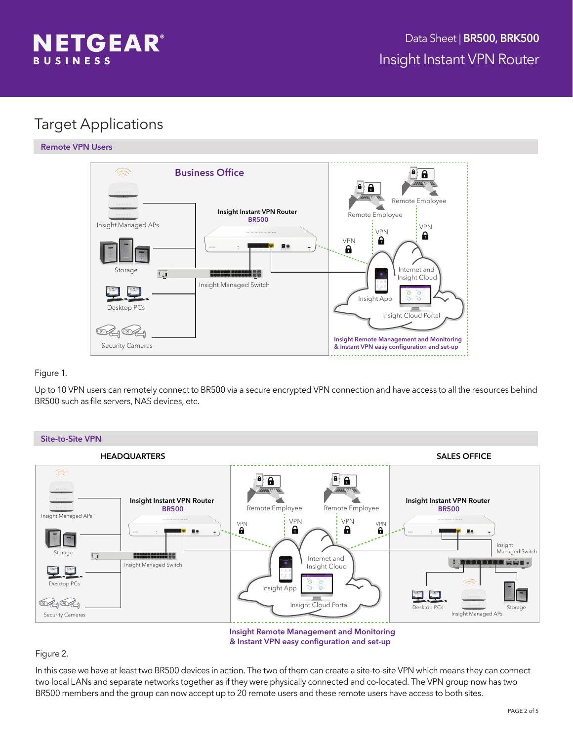# Target Applications

## Remote VPN Users

Figure 1.

Up to 10 VPN users can remotely connect to BR500 via a secure encrypted VPN connection and have access to all the resources behind BR500 such as file servers, NAS devices, etc.

## Site-to-Site VPN

Figure 2.

In this case we have at least two BR500 devices in action. The two of them can create a site-to-site VPN which means they can connect two local LANs and separate networks together as if they were physically connected and co-located. The VPN group now has two BR500 members and the group can now accept up to 20 remote users and these remote users have access to both sites.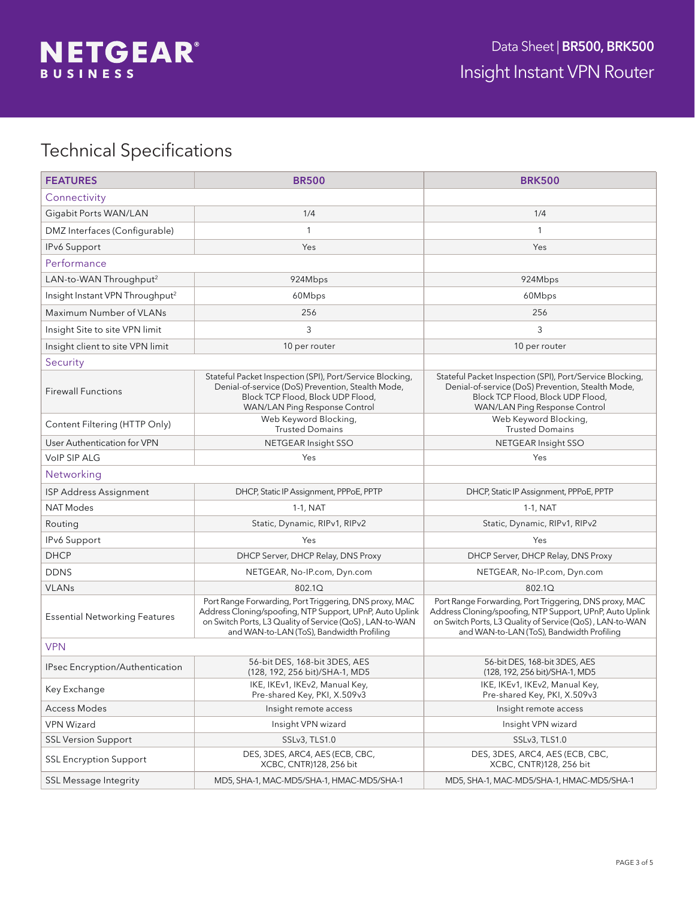## Technical Specifications

| FEATURES | BR500 | BRK500 |
|---|---|---|
| **Connectivity** | | |
| Gigabit Ports WAN/LAN | 1/4 | 1/4 |
| DMZ Interfaces (Configurable) | 1 | 1 |
| IPv6 Support | Yes | Yes |
| **Performance** | | |
| LAN-to-WAN Throughput[2] | 924Mbps | 924Mbps |
| Insight Instant VPN Throughput[2] | 60Mbps | 60Mbps |
| Maximum Number of VLANs | 256 | 256 |
| Insight Site to site VPN limit | 3 | 3 |
| Insight client to site VPN limit | 10 per router | 10 per router |
| **Security** | | |
| Firewall Functions | Stateful Packet Inspection (SPI), Port/Service Blocking, Denial-of-service (DoS) Prevention, Stealth Mode, Block TCP Flood, Block UDP Flood, WAN/LAN Ping Response Control | Stateful Packet Inspection (SPI), Port/Service Blocking, Denial-of-service (DoS) Prevention, Stealth Mode, Block TCP Flood, Block UDP Flood, WAN/LAN Ping Response Control |
| Content Filtering (HTTP Only) | Web Keyword Blocking, Trusted Domains | Web Keyword Blocking, Trusted Domains |
| User Authentication for VPN | NETGEAR Insight SSO | NETGEAR Insight SSO |
| VoIP SIP ALG | Yes | Yes |
| **Networking** | | |
| ISP Address Assignment | DHCP, Static IP Assignment, PPPoE, PPTP | DHCP, Static IP Assignment, PPPoE, PPTP |
| NAT Modes | 1-1, NAT | 1-1, NAT |
| Routing | Static, Dynamic, RIPv1, RIPv2 | Static, Dynamic, RIPv1, RIPv2 |
| IPv6 Support | Yes | Yes |
| DHCP | DHCP Server, DHCP Relay, DNS Proxy | DHCP Server, DHCP Relay, DNS Proxy |
| DDNS | NETGEAR, No-IP.com, Dyn.com | NETGEAR, No-IP.com, Dyn.com |
| VLANs | 802.1Q | 802.1Q |
| Essential Networking Features | Port Range Forwarding, Port Triggering, DNS proxy, MAC Address Cloning/spoofing, NTP Support, UPnP, Auto Uplink on Switch Ports, L3 Quality of Service (QoS), LAN-to-WAN and WAN-to-LAN (ToS), Bandwidth Profiling | Port Range Forwarding, Port Triggering, DNS proxy, MAC Address Cloning/spoofing, NTP Support, UPnP, Auto Uplink on Switch Ports, L3 Quality of Service (QoS), LAN-to-WAN and WAN-to-LAN (ToS), Bandwidth Profiling |
| **VPN** | | |
| IPsec Encryption/Authentication | 56-bit DES, 168-bit 3DES, AES (128, 192, 256 bit)/SHA-1, MD5 | 56-bit DES, 168-bit 3DES, AES (128, 192, 256 bit)/SHA-1, MD5 |
| Key Exchange | IKE, IKEv1, IKEv2, Manual Key, Pre-shared Key, PKI, X.509v3 | IKE, IKEv1, IKEv2, Manual Key, Pre-shared Key, PKI, X.509v3 |
| Access Modes | Insight remote access | Insight remote access |
| VPN Wizard | Insight VPN wizard | Insight VPN wizard |
| SSL Version Support | SSLv3, TLS1.0 | SSLv3, TLS1.0 |
| SSL Encryption Support | DES, 3DES, ARC4, AES (ECB, CBC, XCBC, CNTR)128, 256 bit | DES, 3DES, ARC4, AES (ECB, CBC, XCBC, CNTR)128, 256 bit |
| SSL Message Integrity | MD5, SHA-1, MAC-MD5/SHA-1, HMAC-MD5/SHA-1 | MD5, SHA-1, MAC-MD5/SHA-1, HMAC-MD5/SHA-1 |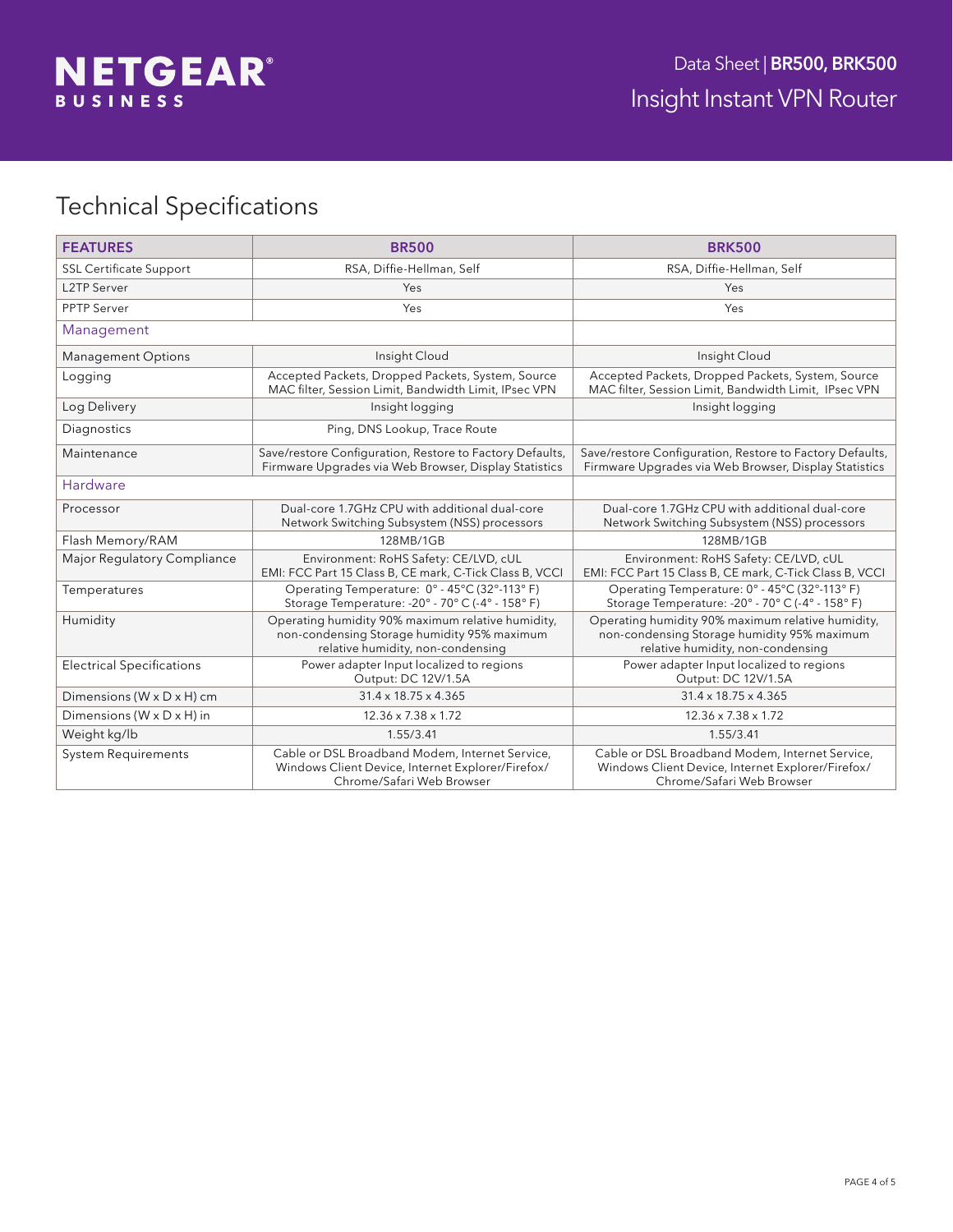# Technical Specifications

| FEATURES | BR500 | BRK500 |
|---|---|---|
| SSL Certificate Support | RSA, Diffie-Hellman, Self | RSA, Diffie-Hellman, Self |
| L2TP Server | Yes | Yes |
| PPTP Server | Yes | Yes |
| **Management** | | |
| Management Options | Insight Cloud | Insight Cloud |
| Logging | Accepted Packets, Dropped Packets, System, Source MAC filter, Session Limit, Bandwidth Limit, IPsec VPN | Accepted Packets, Dropped Packets, System, Source MAC filter, Session Limit, Bandwidth Limit, IPsec VPN |
| Log Delivery | Insight logging | Insight logging |
| Diagnostics | Ping, DNS Lookup, Trace Route | |
| Maintenance | Save/restore Configuration, Restore to Factory Defaults, Firmware Upgrades via Web Browser, Display Statistics | Save/restore Configuration, Restore to Factory Defaults, Firmware Upgrades via Web Browser, Display Statistics |
| **Hardware** | | |
| Processor | Dual-core 1.7GHz CPU with additional dual-core Network Switching Subsystem (NSS) processors | Dual-core 1.7GHz CPU with additional dual-core Network Switching Subsystem (NSS) processors |
| Flash Memory/RAM | 128MB/1GB | 128MB/1GB |
| Major Regulatory Compliance | Environment: RoHS Safety: CE/LVD, cUL EMI: FCC Part 15 Class B, CE mark, C-Tick Class B, VCCI | Environment: RoHS Safety: CE/LVD, cUL EMI: FCC Part 15 Class B, CE mark, C-Tick Class B, VCCI |
| Temperatures | Operating Temperature: 0° - 45°C (32°-113° F) Storage Temperature: -20° - 70° C (-4° - 158° F) | Operating Temperature: 0° - 45°C (32°-113° F) Storage Temperature: -20° - 70° C (-4° - 158° F) |
| Humidity | Operating humidity 90% maximum relative humidity, non-condensing Storage humidity 95% maximum relative humidity, non-condensing | Operating humidity 90% maximum relative humidity, non-condensing Storage humidity 95% maximum relative humidity, non-condensing |
| Electrical Specifications | Power adapter Input localized to regions Output: DC 12V/1.5A | Power adapter Input localized to regions Output: DC 12V/1.5A |
| Dimensions (W x D x H) cm | 31.4 x 18.75 x 4.365 | 31.4 x 18.75 x 4.365 |
| Dimensions (W x D x H) in | 12.36 x 7.38 x 1.72 | 12.36 x 7.38 x 1.72 |
| Weight kg/lb | 1.55/3.41 | 1.55/3.41 |
| System Requirements | Cable or DSL Broadband Modem, Internet Service, Windows Client Device, Internet Explorer/Firefox/ Chrome/Safari Web Browser | Cable or DSL Broadband Modem, Internet Service, Windows Client Device, Internet Explorer/Firefox/ Chrome/Safari Web Browser |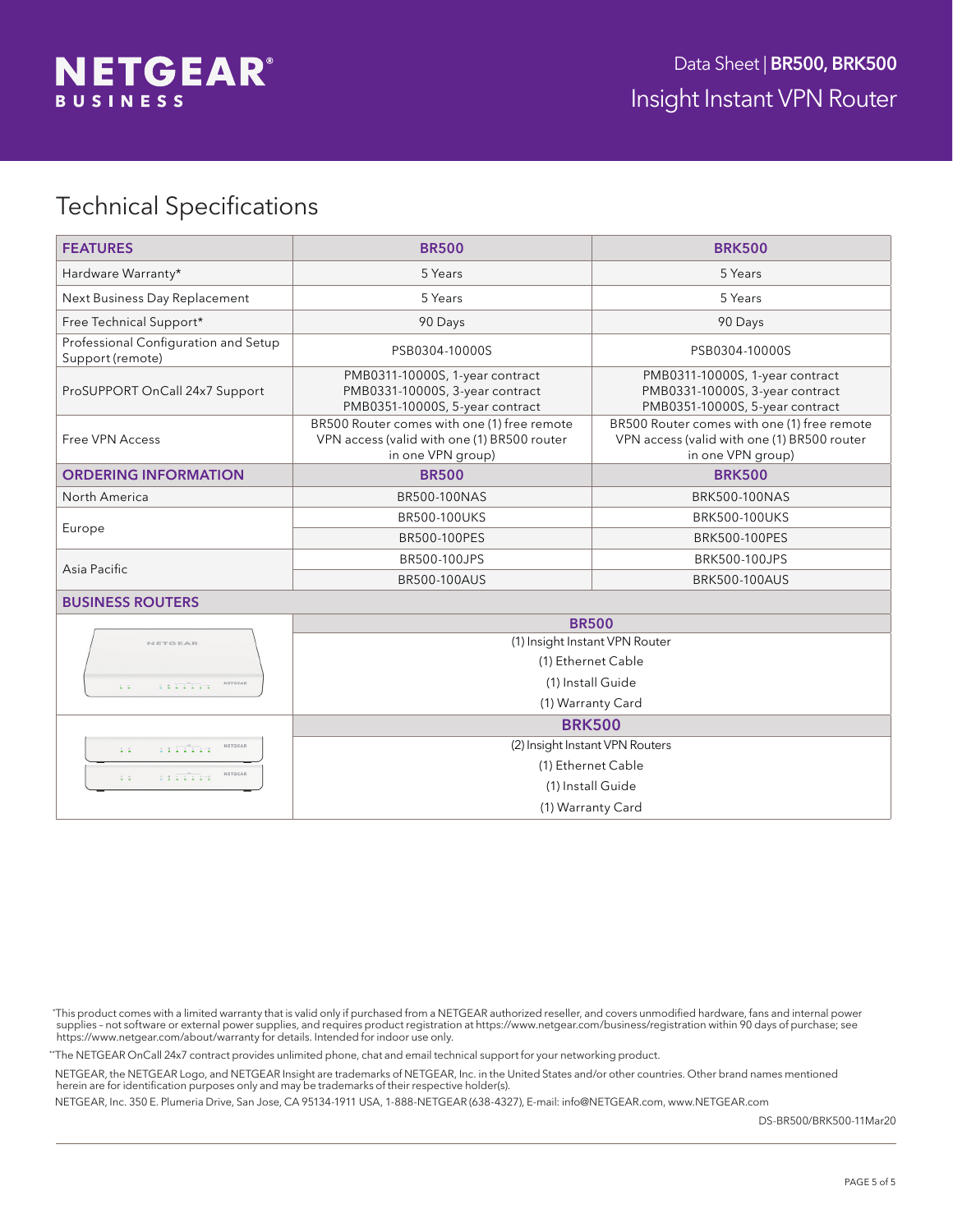# Technical Specifications

| FEATURES | BR500 | BRK500 |
|---|---|---|
| Hardware Warranty* | 5 Years | 5 Years |
| Next Business Day Replacement | 5 Years | 5 Years |
| Free Technical Support* | 90 Days | 90 Days |
| Professional Configuration and Setup Support (remote) | PSB0304-10000S | PSB0304-10000S |
| ProSUPPORT OnCall 24x7 Support | PMB0311-10000S, 1-year contract<br>PMB0331-10000S, 3-year contract<br>PMB0351-10000S, 5-year contract | PMB0311-10000S, 1-year contract<br>PMB0331-10000S, 3-year contract<br>PMB0351-10000S, 5-year contract |
| Free VPN Access | BR500 Router comes with one (1) free remote VPN access (valid with one (1) BR500 router in one VPN group) | BR500 Router comes with one (1) free remote VPN access (valid with one (1) BR500 router in one VPN group) |
| **ORDERING INFORMATION** | **BR500** | **BRK500** |
| North America | BR500-100NAS | BRK500-100NAS |
| Europe | BR500-100UKS | BRK500-100UKS |
| | BR500-100PES | BRK500-100PES |
| Asia Pacific | BR500-100JPS | BRK500-100JPS |
| | BR500-100AUS | BRK500-100AUS |

| BUSINESS ROUTERS | |
|---|---|
| | **BR500** |
| | (1) Insight Instant VPN Router<br>(1) Ethernet Cable<br>(1) Install Guide<br>(1) Warranty Card |
| | **BRK500** |
| | (2) Insight Instant VPN Routers<br>(1) Ethernet Cable<br>(1) Install Guide<br>(1) Warranty Card |

*This product comes with a limited warranty that is valid only if purchased from a NETGEAR authorized reseller, and covers unmodified hardware, fans and internal power supplies – not software or external power supplies, and requires product registration at https://www.netgear.com/business/registration within 90 days of purchase; see https://www.netgear.com/about/warranty for details. Intended for indoor use only.

**The NETGEAR OnCall 24x7 contract provides unlimited phone, chat and email technical support for your networking product.

NETGEAR, the NETGEAR Logo, and NETGEAR Insight are trademarks of NETGEAR, Inc. in the United States and/or other countries. Other brand names mentioned herein are for identification purposes only and may be trademarks of their respective holder(s).

NETGEAR, Inc. 350 E. Plumeria Drive, San Jose, CA 95134-1911 USA, 1-888-NETGEAR (638-4327), E-mail: info@NETGEAR.com, www.NETGEAR.com

DS-BR500/BRK500-11Mar20